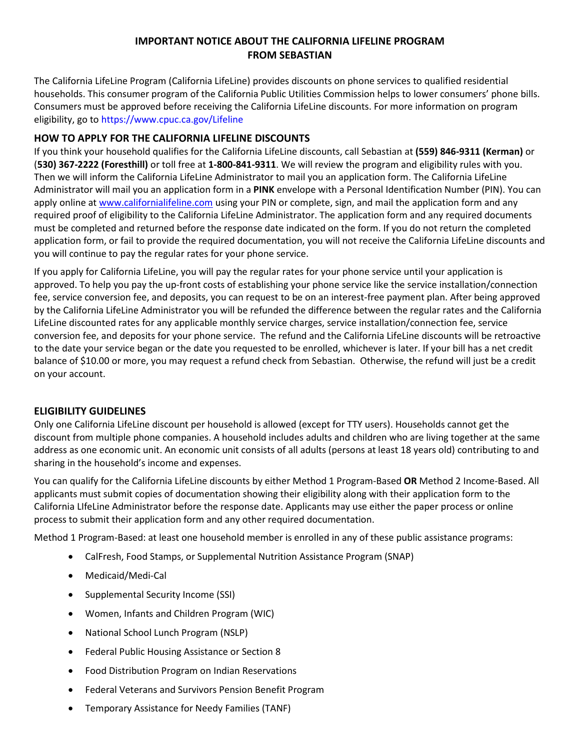# IMPORTANT NOTICE ABOUT THE CALIFORNIA LIFELINE PROGRAM FROM SEBASTIAN

The California LifeLine Program (California LifeLine) provides discounts on phone services to qualified residential households. This consumer program of the California Public Utilities Commission helps to lower consumers' phone bills. Consumers must be approved before receiving the California LifeLine discounts. For more information on program eligibility, go to https://www.cpuc.ca.gov/Lifeline

## HOW TO APPLY FOR THE CALIFORNIA LIFELINE DISCOUNTS

If you think your household qualifies for the California LifeLine discounts, call Sebastian at **(559) 846-9311 (Kerman)** or (**530) 367-2222 (Foresthill)** or toll free at **1-800-841-9311**. We will review the program and eligibility rules with you. Then we will inform the California LifeLine Administrator to mail you an application form. The California LifeLine Administrator will mail you an application form in a **PINK** envelope with a Personal Identification Number (PIN). You can apply online at www.californialifeline.com using your PIN or complete, sign, and mail the application form and any required proof of eligibility to the California LifeLine Administrator. The application form and any required documents must be completed and returned before the response date indicated on the form. If you do not return the completed application form, or fail to provide the required documentation, you will not receive the California LifeLine discounts and you will continue to pay the regular rates for your phone service.

If you apply for California LifeLine, you will pay the regular rates for your phone service until your application is approved. To help you pay the up-front costs of establishing your phone service like the service installation/connection fee, service conversion fee, and deposits, you can request to be on an interest-free payment plan. After being approved by the California LifeLine Administrator you will be refunded the difference between the regular rates and the California LifeLine discounted rates for any applicable monthly service charges, service installation/connection fee, service conversion fee, and deposits for your phone service. The refund and the California LifeLine discounts will be retroactive to the date your service began or the date you requested to be enrolled, whichever is later. If your bill has a net credit balance of $10.00 or more, you may request a refund check from Sebastian. Otherwise, the refund will just be a credit on your account.

## ELIGIBILITY GUIDELINES

Only one California LifeLine discount per household is allowed (except for TTY users). Households cannot get the discount from multiple phone companies. A household includes adults and children who are living together at the same address as one economic unit. An economic unit consists of all adults (persons at least 18 years old) contributing to and sharing in the household's income and expenses.

You can qualify for the California LifeLine discounts by either Method 1 Program-Based **OR** Method 2 Income-Based. All applicants must submit copies of documentation showing their eligibility along with their application form to the California LIfeLine Administrator before the response date. Applicants may use either the paper process or online process to submit their application form and any other required documentation.

Method 1 Program-Based: at least one household member is enrolled in any of these public assistance programs:

- CalFresh, Food Stamps, or Supplemental Nutrition Assistance Program (SNAP)
- Medicaid/Medi-Cal
- Supplemental Security Income (SSI)
- Women, Infants and Children Program (WIC)
- National School Lunch Program (NSLP)
- Federal Public Housing Assistance or Section 8
- Food Distribution Program on Indian Reservations
- Federal Veterans and Survivors Pension Benefit Program
- Temporary Assistance for Needy Families (TANF)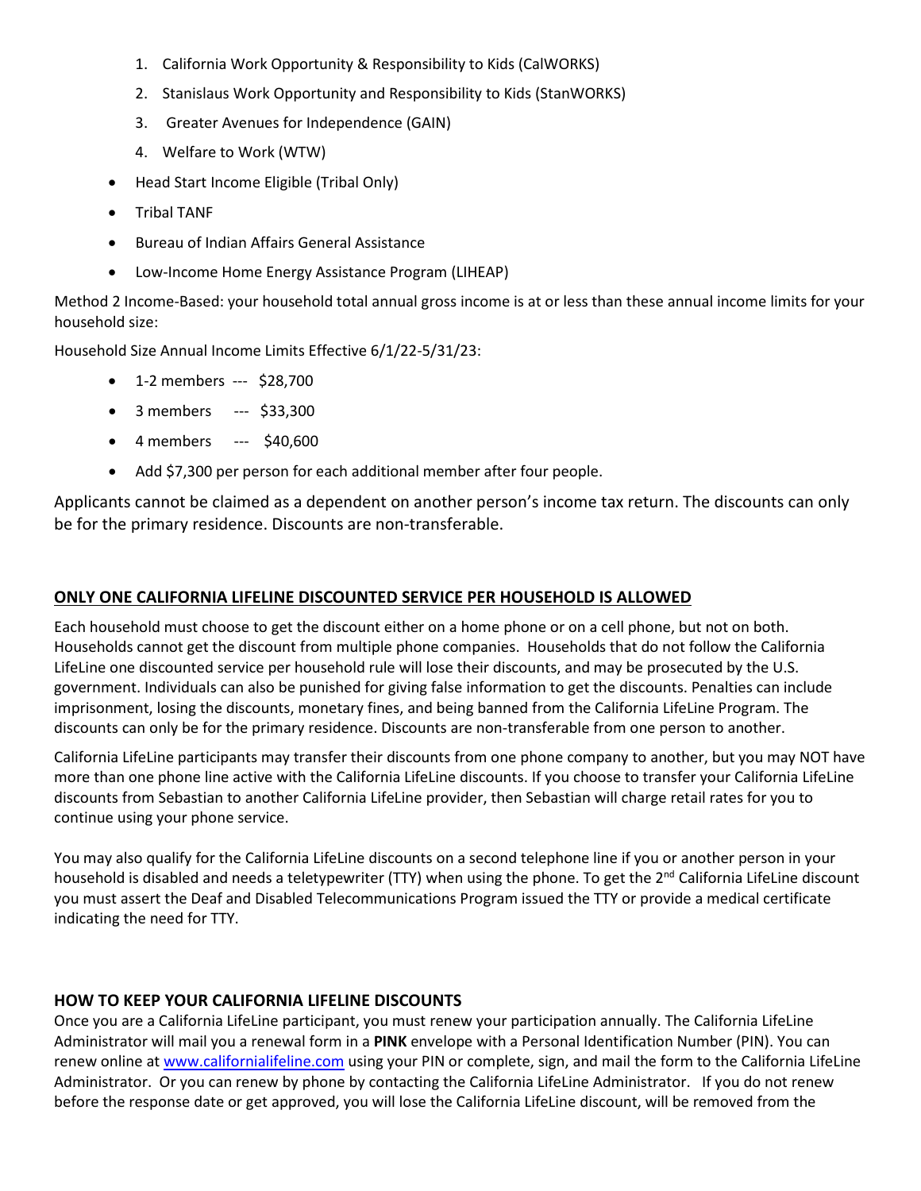1. California Work Opportunity & Responsibility to Kids (CalWORKS)
2. Stanislaus Work Opportunity and Responsibility to Kids (StanWORKS)
3. Greater Avenues for Independence (GAIN)
4. Welfare to Work (WTW)

- Head Start Income Eligible (Tribal Only)
- Tribal TANF
- Bureau of Indian Affairs General Assistance
- Low-Income Home Energy Assistance Program (LIHEAP)

Method 2 Income-Based: your household total annual gross income is at or less than these annual income limits for your household size:

Household Size Annual Income Limits Effective 6/1/22-5/31/23:

- 1-2 members --- $28,700
- 3 members --- $33,300
- 4 members --- $40,600
- Add $7,300 per person for each additional member after four people.

Applicants cannot be claimed as a dependent on another person's income tax return. The discounts can only be for the primary residence. Discounts are non-transferable.

## <u>ONLY ONE CALIFORNIA LIFELINE DISCOUNTED SERVICE PER HOUSEHOLD IS ALLOWED</u>

Each household must choose to get the discount either on a home phone or on a cell phone, but not on both. Households cannot get the discount from multiple phone companies. Households that do not follow the California LifeLine one discounted service per household rule will lose their discounts, and may be prosecuted by the U.S. government. Individuals can also be punished for giving false information to get the discounts. Penalties can include imprisonment, losing the discounts, monetary fines, and being banned from the California LifeLine Program. The discounts can only be for the primary residence. Discounts are non-transferable from one person to another.

California LifeLine participants may transfer their discounts from one phone company to another, but you may NOT have more than one phone line active with the California LifeLine discounts. If you choose to transfer your California LifeLine discounts from Sebastian to another California LifeLine provider, then Sebastian will charge retail rates for you to continue using your phone service.

You may also qualify for the California LifeLine discounts on a second telephone line if you or another person in your household is disabled and needs a teletypewriter (TTY) when using the phone. To get the 2nd California LifeLine discount you must assert the Deaf and Disabled Telecommunications Program issued the TTY or provide a medical certificate indicating the need for TTY.

## HOW TO KEEP YOUR CALIFORNIA LIFELINE DISCOUNTS

Once you are a California LifeLine participant, you must renew your participation annually. The California LifeLine Administrator will mail you a renewal form in a **PINK** envelope with a Personal Identification Number (PIN). You can renew online at [www.californialifeline.com](http://www.californialifeline.com) using your PIN or complete, sign, and mail the form to the California LifeLine Administrator. Or you can renew by phone by contacting the California LifeLine Administrator. If you do not renew before the response date or get approved, you will lose the California LifeLine discount, will be removed from the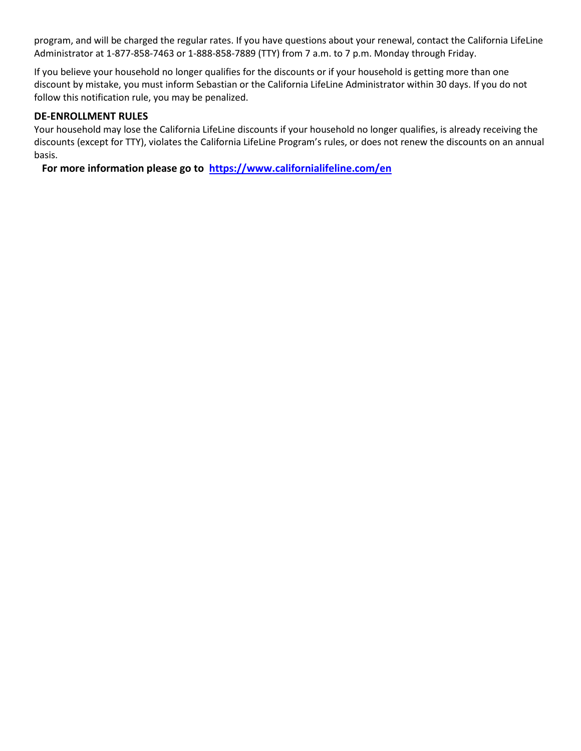program, and will be charged the regular rates. If you have questions about your renewal, contact the California LifeLine Administrator at 1-877-858-7463 or 1-888-858-7889 (TTY) from 7 a.m. to 7 p.m. Monday through Friday.

If you believe your household no longer qualifies for the discounts or if your household is getting more than one discount by mistake, you must inform Sebastian or the California LifeLine Administrator within 30 days. If you do not follow this notification rule, you may be penalized.

**DE-ENROLLMENT RULES**

Your household may lose the California LifeLine discounts if your household no longer qualifies, is already receiving the discounts (except for TTY), violates the California LifeLine Program's rules, or does not renew the discounts on an annual basis.

**For more information please go to [https://www.californialifeline.com/en](https://www.californialifeline.com/en)**